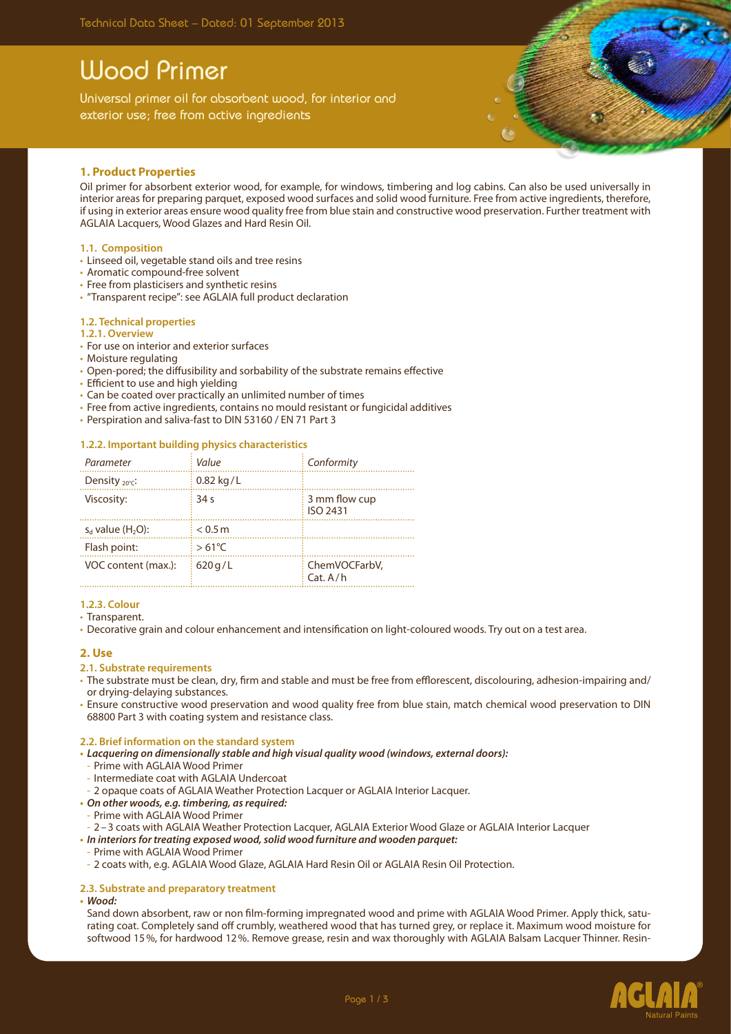# Wood Primer

Universal primer oil for absorbent wood, for interior and exterior use; free from active ingredients

## 1. Product Properties

Oil primer for absorbent exterior wood, for example, for windows, timbering and log cabins. Can also be used universally in interior areas for preparing parquet, exposed wood surfaces and solid wood furniture. Free from active ingredients, therefore, if using in exterior areas ensure wood quality free from blue stain and constructive wood preservation. Further treatment with AGLAIA Lacquers, Wood Glazes and Hard Resin Oil.

### 1.1. Composition

- Linseed oil, vegetable stand oils and tree resins
- Aromatic compound-free solvent
- Free from plasticisers and synthetic resins
- "Transparent recipe": see AGLAIA full product declaration

### 1.2. Technical properties

#### 1.2.1. Overview

- For use on interior and exterior surfaces
- Moisture regulating
- Open-pored; the diffusibility and sorbability of the substrate remains effective
- Efficient to use and high yielding
- Can be coated over practically an unlimited number of times
- Free from active ingredients, contains no mould resistant or fungicidal additives
- Perspiration and saliva-fast to DIN 53160 / EN 71 Part 3

#### 1.2.2. Important building physics characteristics

| *Parameter* | *Value* | *Conformity* |
|---|---|---|
| Density $_{20°C}$: | 0.82 kg/L | |
| Viscosity: | 34 s | 3 mm flow cup ISO 2431 |
| $s_d$ value ($H_2O$): | < 0.5 m | |
| Flash point: | > 61°C | |
| VOC content (max.): | 620 g/L | ChemVOCFarbV, Cat. A/h |

#### 1.2.3. Colour

- Transparent.
- Decorative grain and colour enhancement and intensification on light-coloured woods. Try out on a test area.

## 2. Use

### 2.1. Substrate requirements

- The substrate must be clean, dry, firm and stable and must be free from efflorescent, discolouring, adhesion-impairing and/or drying-delaying substances.
- Ensure constructive wood preservation and wood quality free from blue stain, match chemical wood preservation to DIN 68800 Part 3 with coating system and resistance class.

### 2.2. Brief information on the standard system

- ***Lacquering on dimensionally stable and high visual quality wood (windows, external doors):***
  - Prime with AGLAIA Wood Primer
  - Intermediate coat with AGLAIA Undercoat
  - 2 opaque coats of AGLAIA Weather Protection Lacquer or AGLAIA Interior Lacquer.
- ***On other woods, e.g. timbering, as required:***
  - Prime with AGLAIA Wood Primer
  - 2–3 coats with AGLAIA Weather Protection Lacquer, AGLAIA Exterior Wood Glaze or AGLAIA Interior Lacquer
- ***In interiors for treating exposed wood, solid wood furniture and wooden parquet:***
  - Prime with AGLAIA Wood Primer
  - 2 coats with, e.g. AGLAIA Wood Glaze, AGLAIA Hard Resin Oil or AGLAIA Resin Oil Protection.

### 2.3. Substrate and preparatory treatment

- ***Wood:***

  Sand down absorbent, raw or non film-forming impregnated wood and prime with AGLAIA Wood Primer. Apply thick, saturating coat. Completely sand off crumbly, weathered wood that has turned grey, or replace it. Maximum wood moisture for softwood 15 %, for hardwood 12 %. Remove grease, resin and wax thoroughly with AGLAIA Balsam Lacquer Thinner. Resin-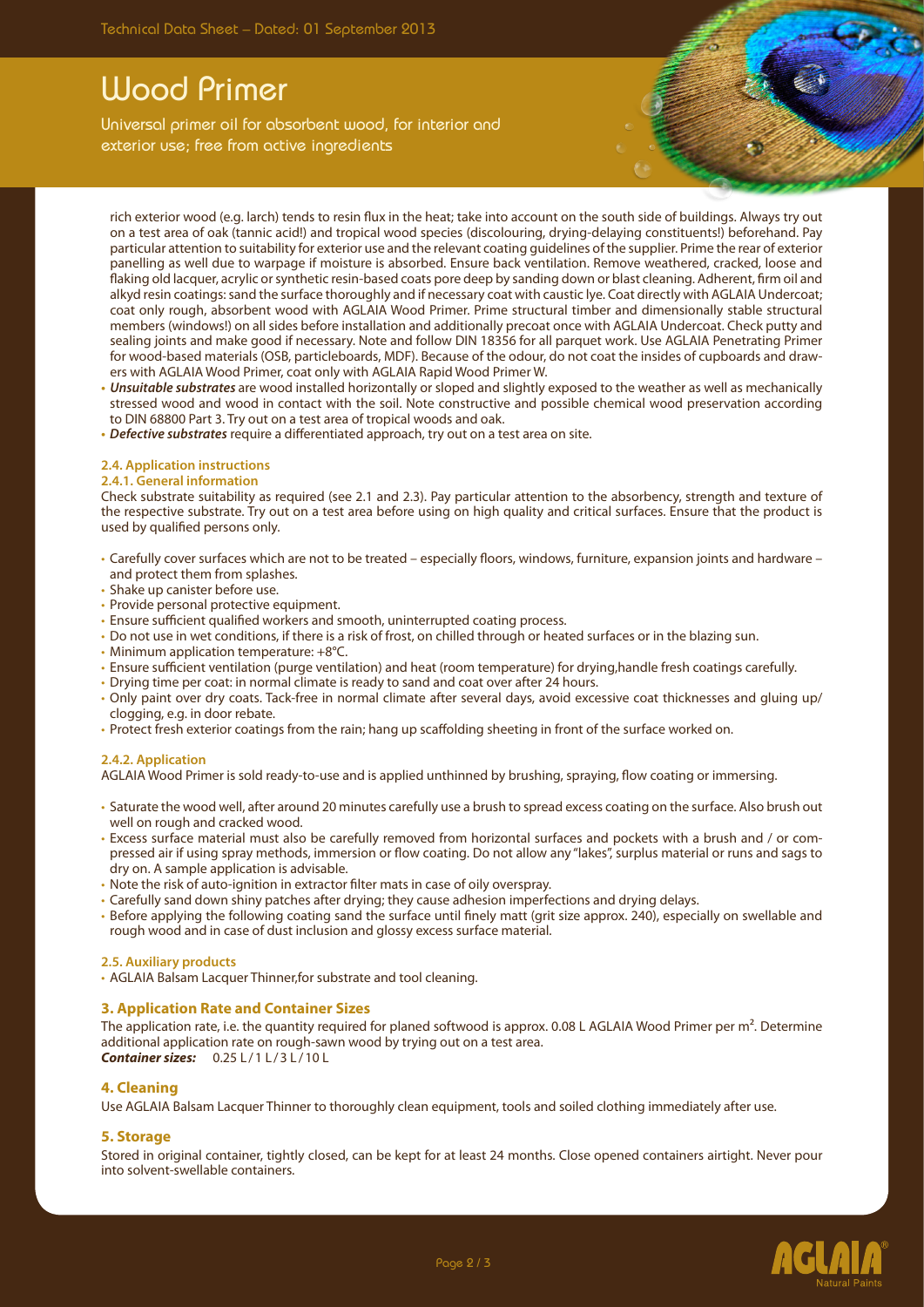rich exterior wood (e.g. larch) tends to resin flux in the heat; take into account on the south side of buildings. Always try out on a test area of oak (tannic acid!) and tropical wood species (discolouring, drying-delaying constituents!) beforehand. Pay particular attention to suitability for exterior use and the relevant coating guidelines of the supplier. Prime the rear of exterior panelling as well due to warpage if moisture is absorbed. Ensure back ventilation. Remove weathered, cracked, loose and flaking old lacquer, acrylic or synthetic resin-based coats pore deep by sanding down or blast cleaning. Adherent, firm oil and alkyd resin coatings: sand the surface thoroughly and if necessary coat with caustic lye. Coat directly with AGLAIA Undercoat; coat only rough, absorbent wood with AGLAIA Wood Primer. Prime structural timber and dimensionally stable structural members (windows!) on all sides before installation and additionally precoat once with AGLAIA Undercoat. Check putty and sealing joints and make good if necessary. Note and follow DIN 18356 for all parquet work. Use AGLAIA Penetrating Primer for wood-based materials (OSB, particleboards, MDF). Because of the odour, do not coat the insides of cupboards and drawers with AGLAIA Wood Primer, coat only with AGLAIA Rapid Wood Primer W.

- ***Unsuitable substrates*** are wood installed horizontally or sloped and slightly exposed to the weather as well as mechanically stressed wood and wood in contact with the soil. Note constructive and possible chemical wood preservation according to DIN 68800 Part 3. Try out on a test area of tropical woods and oak.
- ***Defective substrates*** require a differentiated approach, try out on a test area on site.

### 2.4. Application instructions

#### 2.4.1. General information

Check substrate suitability as required (see 2.1 and 2.3). Pay particular attention to the absorbency, strength and texture of the respective substrate. Try out on a test area before using on high quality and critical surfaces. Ensure that the product is used by qualified persons only.

- Carefully cover surfaces which are not to be treated – especially floors, windows, furniture, expansion joints and hardware – and protect them from splashes.
- Shake up canister before use.
- Provide personal protective equipment.
- Ensure sufficient qualified workers and smooth, uninterrupted coating process.
- Do not use in wet conditions, if there is a risk of frost, on chilled through or heated surfaces or in the blazing sun.
- Minimum application temperature: +8°C.
- Ensure sufficient ventilation (purge ventilation) and heat (room temperature) for drying,handle fresh coatings carefully.
- Drying time per coat: in normal climate is ready to sand and coat over after 24 hours.
- Only paint over dry coats. Tack-free in normal climate after several days, avoid excessive coat thicknesses and gluing up/ clogging, e.g. in door rebate.
- Protect fresh exterior coatings from the rain; hang up scaffolding sheeting in front of the surface worked on.

#### 2.4.2. Application

AGLAIA Wood Primer is sold ready-to-use and is applied unthinned by brushing, spraying, flow coating or immersing.

- Saturate the wood well, after around 20 minutes carefully use a brush to spread excess coating on the surface. Also brush out well on rough and cracked wood.
- Excess surface material must also be carefully removed from horizontal surfaces and pockets with a brush and / or compressed air if using spray methods, immersion or flow coating. Do not allow any "lakes", surplus material or runs and sags to dry on. A sample application is advisable.
- Note the risk of auto-ignition in extractor filter mats in case of oily overspray.
- Carefully sand down shiny patches after drying; they cause adhesion imperfections and drying delays.
- Before applying the following coating sand the surface until finely matt (grit size approx. 240), especially on swellable and rough wood and in case of dust inclusion and glossy excess surface material.

### 2.5. Auxiliary products

- AGLAIA Balsam Lacquer Thinner,for substrate and tool cleaning.

## 3. Application Rate and Container Sizes

The application rate, i.e. the quantity required for planed softwood is approx. 0.08 L AGLAIA Wood Primer per m². Determine additional application rate on rough-sawn wood by trying out on a test area.
***Container sizes:*** 0.25 L / 1 L / 3 L / 10 L

## 4. Cleaning

Use AGLAIA Balsam Lacquer Thinner to thoroughly clean equipment, tools and soiled clothing immediately after use.

## 5. Storage

Stored in original container, tightly closed, can be kept for at least 24 months. Close opened containers airtight. Never pour into solvent-swellable containers.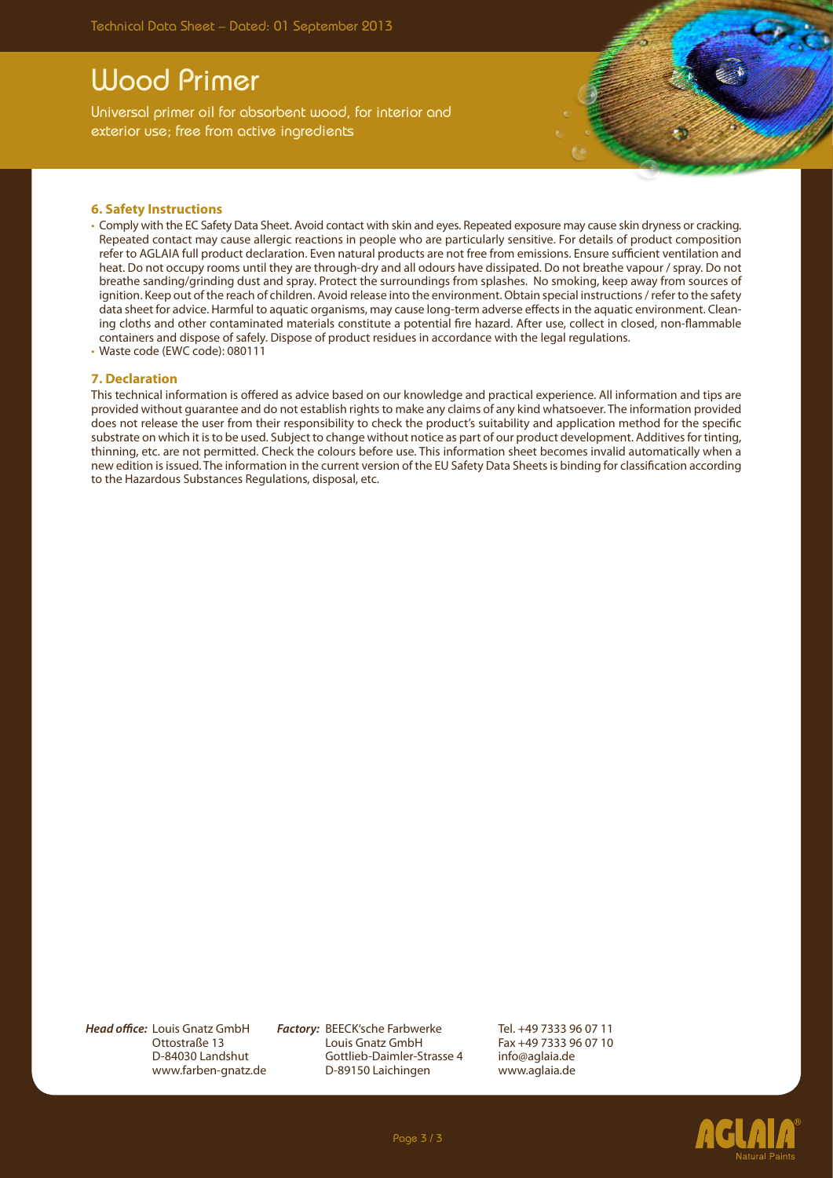# Wood Primer

Universal primer oil for absorbent wood, for interior and exterior use; free from active ingredients

## 6. Safety Instructions

- Comply with the EC Safety Data Sheet. Avoid contact with skin and eyes. Repeated exposure may cause skin dryness or cracking. Repeated contact may cause allergic reactions in people who are particularly sensitive. For details of product composition refer to AGLAIA full product declaration. Even natural products are not free from emissions. Ensure sufficient ventilation and heat. Do not occupy rooms until they are through-dry and all odours have dissipated. Do not breathe vapour / spray. Do not breathe sanding/grinding dust and spray. Protect the surroundings from splashes. No smoking, keep away from sources of ignition. Keep out of the reach of children. Avoid release into the environment. Obtain special instructions / refer to the safety data sheet for advice. Harmful to aquatic organisms, may cause long-term adverse effects in the aquatic environment. Cleaning cloths and other contaminated materials constitute a potential fire hazard. After use, collect in closed, non-flammable containers and dispose of safely. Dispose of product residues in accordance with the legal regulations.
- Waste code (EWC code): 080111

## 7. Declaration

This technical information is offered as advice based on our knowledge and practical experience. All information and tips are provided without guarantee and do not establish rights to make any claims of any kind whatsoever. The information provided does not release the user from their responsibility to check the product's suitability and application method for the specific substrate on which it is to be used. Subject to change without notice as part of our product development. Additives for tinting, thinning, etc. are not permitted. Check the colours before use. This information sheet becomes invalid automatically when a new edition is issued. The information in the current version of the EU Safety Data Sheets is binding for classification according to the Hazardous Substances Regulations, disposal, etc.

***Head office:*** Louis Gnatz GmbH
Ottostraße 13
D-84030 Landshut
www.farben-gnatz.de

***Factory:*** BEECK'sche Farbwerke
Louis Gnatz GmbH
Gottlieb-Daimler-Strasse 4
D-89150 Laichingen

Tel. +49 7333 96 07 11
Fax +49 7333 96 07 10
info@aglaia.de
www.aglaia.de